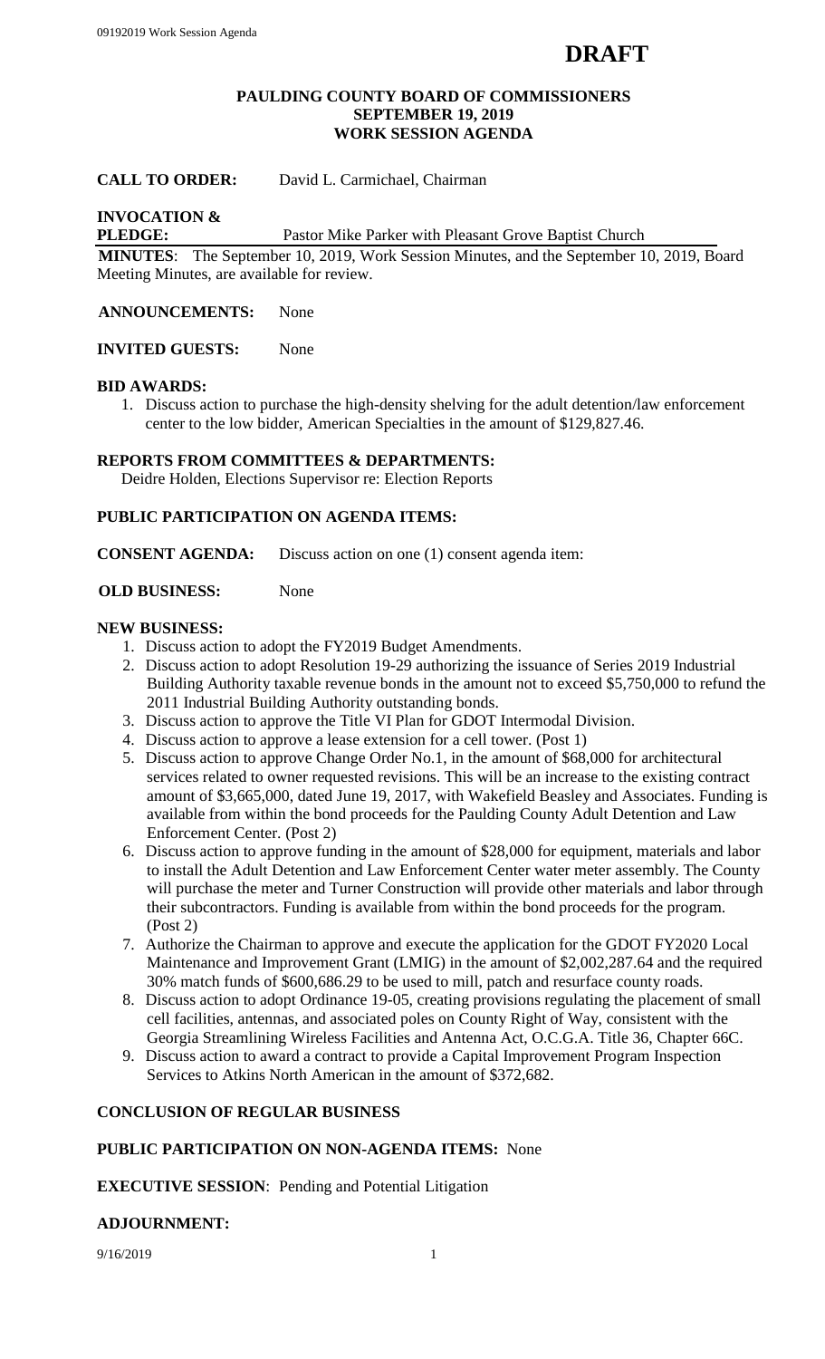**DRAFT**

**PAULDING COUNTY BOARD OF COMMISSIONERS**
**SEPTEMBER 19, 2019**
**WORK SESSION AGENDA**

**CALL TO ORDER:** David L. Carmichael, Chairman

**INVOCATION & PLEDGE:** Pastor Mike Parker with Pleasant Grove Baptist Church

**MINUTES**: The September 10, 2019, Work Session Minutes, and the September 10, 2019, Board Meeting Minutes, are available for review.

**ANNOUNCEMENTS:** None

**INVITED GUESTS:** None

**BID AWARDS:**

1. Discuss action to purchase the high-density shelving for the adult detention/law enforcement center to the low bidder, American Specialties in the amount of $129,827.46.

**REPORTS FROM COMMITTEES & DEPARTMENTS:**

Deidre Holden, Elections Supervisor re: Election Reports

**PUBLIC PARTICIPATION ON AGENDA ITEMS:**

**CONSENT AGENDA:** Discuss action on one (1) consent agenda item:

**OLD BUSINESS:** None

**NEW BUSINESS:**

1. Discuss action to adopt the FY2019 Budget Amendments.
2. Discuss action to adopt Resolution 19-29 authorizing the issuance of Series 2019 Industrial Building Authority taxable revenue bonds in the amount not to exceed $5,750,000 to refund the 2011 Industrial Building Authority outstanding bonds.
3. Discuss action to approve the Title VI Plan for GDOT Intermodal Division.
4. Discuss action to approve a lease extension for a cell tower. (Post 1)
5. Discuss action to approve Change Order No.1, in the amount of $68,000 for architectural services related to owner requested revisions. This will be an increase to the existing contract amount of $3,665,000, dated June 19, 2017, with Wakefield Beasley and Associates. Funding is available from within the bond proceeds for the Paulding County Adult Detention and Law Enforcement Center. (Post 2)
6. Discuss action to approve funding in the amount of $28,000 for equipment, materials and labor to install the Adult Detention and Law Enforcement Center water meter assembly. The County will purchase the meter and Turner Construction will provide other materials and labor through their subcontractors. Funding is available from within the bond proceeds for the program. (Post 2)
7. Authorize the Chairman to approve and execute the application for the GDOT FY2020 Local Maintenance and Improvement Grant (LMIG) in the amount of $2,002,287.64 and the required 30% match funds of $600,686.29 to be used to mill, patch and resurface county roads.
8. Discuss action to adopt Ordinance 19-05, creating provisions regulating the placement of small cell facilities, antennas, and associated poles on County Right of Way, consistent with the Georgia Streamlining Wireless Facilities and Antenna Act, O.C.G.A. Title 36, Chapter 66C.
9. Discuss action to award a contract to provide a Capital Improvement Program Inspection Services to Atkins North American in the amount of $372,682.

**CONCLUSION OF REGULAR BUSINESS**

**PUBLIC PARTICIPATION ON NON-AGENDA ITEMS:** None

**EXECUTIVE SESSION**: Pending and Potential Litigation

**ADJOURNMENT:**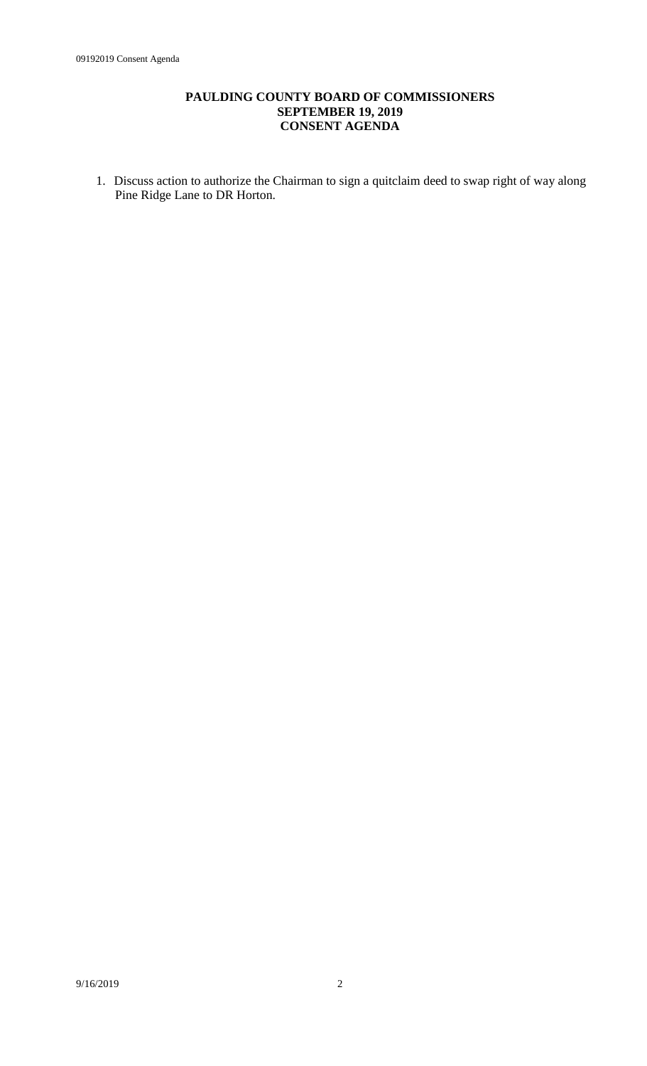**PAULDING COUNTY BOARD OF COMMISSIONERS**
**SEPTEMBER 19, 2019**
**CONSENT AGENDA**

1. Discuss action to authorize the Chairman to sign a quitclaim deed to swap right of way along Pine Ridge Lane to DR Horton.